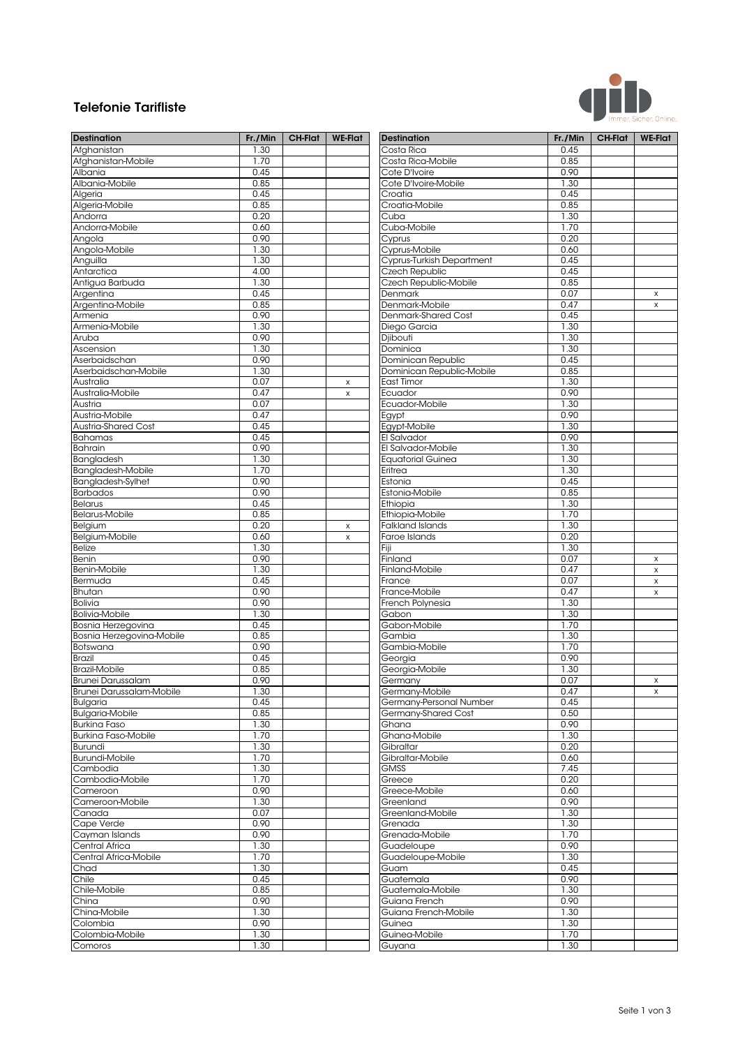# Telefonie Tarifliste

| Destination | Fr./Min | CH-Flat | WE-Flat |
|---|---|---|---|
| Afghanistan | 1.30 | | |
| Afghanistan-Mobile | 1.70 | | |
| Albania | 0.45 | | |
| Albania-Mobile | 0.85 | | |
| Algeria | 0.45 | | |
| Algeria-Mobile | 0.85 | | |
| Andorra | 0.20 | | |
| Andorra-Mobile | 0.60 | | |
| Angola | 0.90 | | |
| Angola-Mobile | 1.30 | | |
| Anguilla | 1.30 | | |
| Antarctica | 4.00 | | |
| Antigua Barbuda | 1.30 | | |
| Argentina | 0.45 | | |
| Argentina-Mobile | 0.85 | | |
| Armenia | 0.90 | | |
| Armenia-Mobile | 1.30 | | |
| Aruba | 0.90 | | |
| Ascension | 1.30 | | |
| Aserbaidschan | 0.90 | | |
| Aserbaidschan-Mobile | 1.30 | | |
| Australia | 0.07 | | x |
| Australia-Mobile | 0.47 | | x |
| Austria | 0.07 | | |
| Austria-Mobile | 0.47 | | |
| Austria-Shared Cost | 0.45 | | |
| Bahamas | 0.45 | | |
| Bahrain | 0.90 | | |
| Bangladesh | 1.30 | | |
| Bangladesh-Mobile | 1.70 | | |
| Bangladesh-Sylhet | 0.90 | | |
| Barbados | 0.90 | | |
| Belarus | 0.45 | | |
| Belarus-Mobile | 0.85 | | |
| Belgium | 0.20 | | x |
| Belgium-Mobile | 0.60 | | x |
| Belize | 1.30 | | |
| Benin | 0.90 | | |
| Benin-Mobile | 1.30 | | |
| Bermuda | 0.45 | | |
| Bhutan | 0.90 | | |
| Bolivia | 0.90 | | |
| Bolivia-Mobile | 1.30 | | |
| Bosnia Herzegovina | 0.45 | | |
| Bosnia Herzegovina-Mobile | 0.85 | | |
| Botswana | 0.90 | | |
| Brazil | 0.45 | | |
| Brazil-Mobile | 0.85 | | |
| Brunei Darussalam | 0.90 | | |
| Brunei Darussalam-Mobile | 1.30 | | |
| Bulgaria | 0.45 | | |
| Bulgaria-Mobile | 0.85 | | |
| Burkina Faso | 1.30 | | |
| Burkina Faso-Mobile | 1.70 | | |
| Burundi | 1.30 | | |
| Burundi-Mobile | 1.70 | | |
| Cambodia | 1.30 | | |
| Cambodia-Mobile | 1.70 | | |
| Cameroon | 0.90 | | |
| Cameroon-Mobile | 1.30 | | |
| Canada | 0.07 | | |
| Cape Verde | 0.90 | | |
| Cayman Islands | 0.90 | | |
| Central Africa | 1.30 | | |
| Central Africa-Mobile | 1.70 | | |
| Chad | 1.30 | | |
| Chile | 0.45 | | |
| Chile-Mobile | 0.85 | | |
| China | 0.90 | | |
| China-Mobile | 1.30 | | |
| Colombia | 0.90 | | |
| Colombia-Mobile | 1.30 | | |
| Comoros | 1.30 | | |
| Costa Rica | 0.45 | | |
| Costa Rica-Mobile | 0.85 | | |
| Cote D'Ivoire | 0.90 | | |
| Cote D'Ivoire-Mobile | 1.30 | | |
| Croatia | 0.45 | | |
| Croatia-Mobile | 0.85 | | |
| Cuba | 1.30 | | |
| Cuba-Mobile | 1.70 | | |
| Cyprus | 0.20 | | |
| Cyprus-Mobile | 0.60 | | |
| Cyprus-Turkish Department | 0.45 | | |
| Czech Republic | 0.45 | | |
| Czech Republic-Mobile | 0.85 | | |
| Denmark | 0.07 | | x |
| Denmark-Mobile | 0.47 | | x |
| Denmark-Shared Cost | 0.45 | | |
| Diego Garcia | 1.30 | | |
| Djibouti | 1.30 | | |
| Dominica | 1.30 | | |
| Dominican Republic | 0.45 | | |
| Dominican Republic-Mobile | 0.85 | | |
| East Timor | 1.30 | | |
| Ecuador | 0.90 | | |
| Ecuador-Mobile | 1.30 | | |
| Egypt | 0.90 | | |
| Egypt-Mobile | 1.30 | | |
| El Salvador | 0.90 | | |
| El Salvador-Mobile | 1.30 | | |
| Equatorial Guinea | 1.30 | | |
| Eritrea | 1.30 | | |
| Estonia | 0.45 | | |
| Estonia-Mobile | 0.85 | | |
| Ethiopia | 1.30 | | |
| Ethiopia-Mobile | 1.70 | | |
| Falkland Islands | 1.30 | | |
| Faroe Islands | 0.20 | | |
| Fiji | 1.30 | | |
| Finland | 0.07 | | x |
| Finland-Mobile | 0.47 | | x |
| France | 0.07 | | x |
| France-Mobile | 0.47 | | x |
| French Polynesia | 1.30 | | |
| Gabon | 1.30 | | |
| Gabon-Mobile | 1.70 | | |
| Gambia | 1.30 | | |
| Gambia-Mobile | 1.70 | | |
| Georgia | 0.90 | | |
| Georgia-Mobile | 1.30 | | |
| Germany | 0.07 | | x |
| Germany-Mobile | 0.47 | | x |
| Germany-Personal Number | 0.45 | | |
| Germany-Shared Cost | 0.50 | | |
| Ghana | 0.90 | | |
| Ghana-Mobile | 1.30 | | |
| Gibraltar | 0.20 | | |
| Gibraltar-Mobile | 0.60 | | |
| GMSS | 7.45 | | |
| Greece | 0.20 | | |
| Greece-Mobile | 0.60 | | |
| Greenland | 0.90 | | |
| Greenland-Mobile | 1.30 | | |
| Grenada | 1.30 | | |
| Grenada-Mobile | 1.70 | | |
| Guadeloupe | 0.90 | | |
| Guadeloupe-Mobile | 1.30 | | |
| Guam | 0.45 | | |
| Guatemala | 0.90 | | |
| Guatemala-Mobile | 1.30 | | |
| Guiana French | 0.90 | | |
| Guiana French-Mobile | 1.30 | | |
| Guinea | 1.30 | | |
| Guinea-Mobile | 1.70 | | |
| Guyana | 1.30 | | |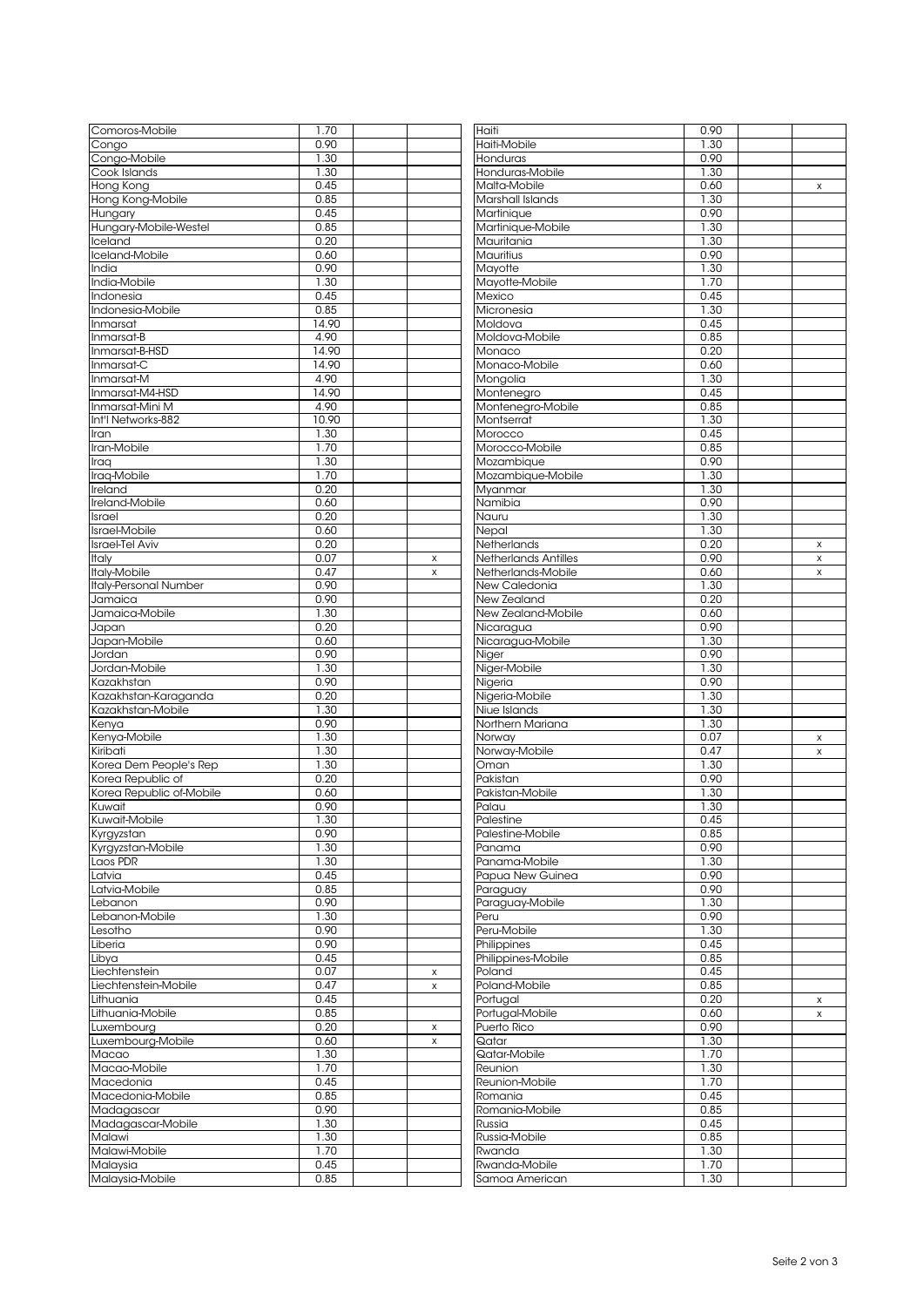| | | | |
|---|---|---|---|
| Comoros-Mobile | 1.70 | | |
| Congo | 0.90 | | |
| Congo-Mobile | 1.30 | | |
| Cook Islands | 1.30 | | |
| Hong Kong | 0.45 | | |
| Hong Kong-Mobile | 0.85 | | |
| Hungary | 0.45 | | |
| Hungary-Mobile-Westel | 0.85 | | |
| Iceland | 0.20 | | |
| Iceland-Mobile | 0.60 | | |
| India | 0.90 | | |
| India-Mobile | 1.30 | | |
| Indonesia | 0.45 | | |
| Indonesia-Mobile | 0.85 | | |
| Inmarsat | 14.90 | | |
| Inmarsat-B | 4.90 | | |
| Inmarsat-B-HSD | 14.90 | | |
| Inmarsat-C | 14.90 | | |
| Inmarsat-M | 4.90 | | |
| Inmarsat-M4-HSD | 14.90 | | |
| Inmarsat-Mini M | 4.90 | | |
| Int'l Networks-882 | 10.90 | | |
| Iran | 1.30 | | |
| Iran-Mobile | 1.70 | | |
| Iraq | 1.30 | | |
| Iraq-Mobile | 1.70 | | |
| Ireland | 0.20 | | |
| Ireland-Mobile | 0.60 | | |
| Israel | 0.20 | | |
| Israel-Mobile | 0.60 | | |
| Israel-Tel Aviv | 0.20 | | |
| Italy | 0.07 | | x |
| Italy-Mobile | 0.47 | | x |
| Italy-Personal Number | 0.90 | | |
| Jamaica | 0.90 | | |
| Jamaica-Mobile | 1.30 | | |
| Japan | 0.20 | | |
| Japan-Mobile | 0.60 | | |
| Jordan | 0.90 | | |
| Jordan-Mobile | 1.30 | | |
| Kazakhstan | 0.90 | | |
| Kazakhstan-Karaganda | 0.20 | | |
| Kazakhstan-Mobile | 1.30 | | |
| Kenya | 0.90 | | |
| Kenya-Mobile | 1.30 | | |
| Kiribati | 1.30 | | |
| Korea Dem People's Rep | 1.30 | | |
| Korea Republic of | 0.20 | | |
| Korea Republic of-Mobile | 0.60 | | |
| Kuwait | 0.90 | | |
| Kuwait-Mobile | 1.30 | | |
| Kyrgyzstan | 0.90 | | |
| Kyrgyzstan-Mobile | 1.30 | | |
| Laos PDR | 1.30 | | |
| Latvia | 0.45 | | |
| Latvia-Mobile | 0.85 | | |
| Lebanon | 0.90 | | |
| Lebanon-Mobile | 1.30 | | |
| Lesotho | 0.90 | | |
| Liberia | 0.90 | | |
| Libya | 0.45 | | |
| Liechtenstein | 0.07 | | x |
| Liechtenstein-Mobile | 0.47 | | x |
| Lithuania | 0.45 | | |
| Lithuania-Mobile | 0.85 | | |
| Luxembourg | 0.20 | | x |
| Luxembourg-Mobile | 0.60 | | x |
| Macao | 1.30 | | |
| Macao-Mobile | 1.70 | | |
| Macedonia | 0.45 | | |
| Macedonia-Mobile | 0.85 | | |
| Madagascar | 0.90 | | |
| Madagascar-Mobile | 1.30 | | |
| Malawi | 1.30 | | |
| Malawi-Mobile | 1.70 | | |
| Malaysia | 0.45 | | |
| Malaysia-Mobile | 0.85 | | |
| Haiti | 0.90 | | |
| Haiti-Mobile | 1.30 | | |
| Honduras | 0.90 | | |
| Honduras-Mobile | 1.30 | | |
| Malta-Mobile | 0.60 | | x |
| Marshall Islands | 1.30 | | |
| Martinique | 0.90 | | |
| Martinique-Mobile | 1.30 | | |
| Mauritania | 1.30 | | |
| Mauritius | 0.90 | | |
| Mayotte | 1.30 | | |
| Mayotte-Mobile | 1.70 | | |
| Mexico | 0.45 | | |
| Micronesia | 1.30 | | |
| Moldova | 0.45 | | |
| Moldova-Mobile | 0.85 | | |
| Monaco | 0.20 | | |
| Monaco-Mobile | 0.60 | | |
| Mongolia | 1.30 | | |
| Montenegro | 0.45 | | |
| Montenegro-Mobile | 0.85 | | |
| Montserrat | 1.30 | | |
| Morocco | 0.45 | | |
| Morocco-Mobile | 0.85 | | |
| Mozambique | 0.90 | | |
| Mozambique-Mobile | 1.30 | | |
| Myanmar | 1.30 | | |
| Namibia | 0.90 | | |
| Nauru | 1.30 | | |
| Nepal | 1.30 | | |
| Netherlands | 0.20 | | x |
| Netherlands Antilles | 0.90 | | x |
| Netherlands-Mobile | 0.60 | | x |
| New Caledonia | 1.30 | | |
| New Zealand | 0.20 | | |
| New Zealand-Mobile | 0.60 | | |
| Nicaragua | 0.90 | | |
| Nicaragua-Mobile | 1.30 | | |
| Niger | 0.90 | | |
| Niger-Mobile | 1.30 | | |
| Nigeria | 0.90 | | |
| Nigeria-Mobile | 1.30 | | |
| Niue Islands | 1.30 | | |
| Northern Mariana | 1.30 | | |
| Norway | 0.07 | | x |
| Norway-Mobile | 0.47 | | x |
| Oman | 1.30 | | |
| Pakistan | 0.90 | | |
| Pakistan-Mobile | 1.30 | | |
| Palau | 1.30 | | |
| Palestine | 0.45 | | |
| Palestine-Mobile | 0.85 | | |
| Panama | 0.90 | | |
| Panama-Mobile | 1.30 | | |
| Papua New Guinea | 0.90 | | |
| Paraguay | 0.90 | | |
| Paraguay-Mobile | 1.30 | | |
| Peru | 0.90 | | |
| Peru-Mobile | 1.30 | | |
| Philippines | 0.45 | | |
| Philippines-Mobile | 0.85 | | |
| Poland | 0.45 | | |
| Poland-Mobile | 0.85 | | |
| Portugal | 0.20 | | x |
| Portugal-Mobile | 0.60 | | x |
| Puerto Rico | 0.90 | | |
| Qatar | 1.30 | | |
| Qatar-Mobile | 1.70 | | |
| Reunion | 1.30 | | |
| Reunion-Mobile | 1.70 | | |
| Romania | 0.45 | | |
| Romania-Mobile | 0.85 | | |
| Russia | 0.45 | | |
| Russia-Mobile | 0.85 | | |
| Rwanda | 1.30 | | |
| Rwanda-Mobile | 1.70 | | |
| Samoa American | 1.30 | | |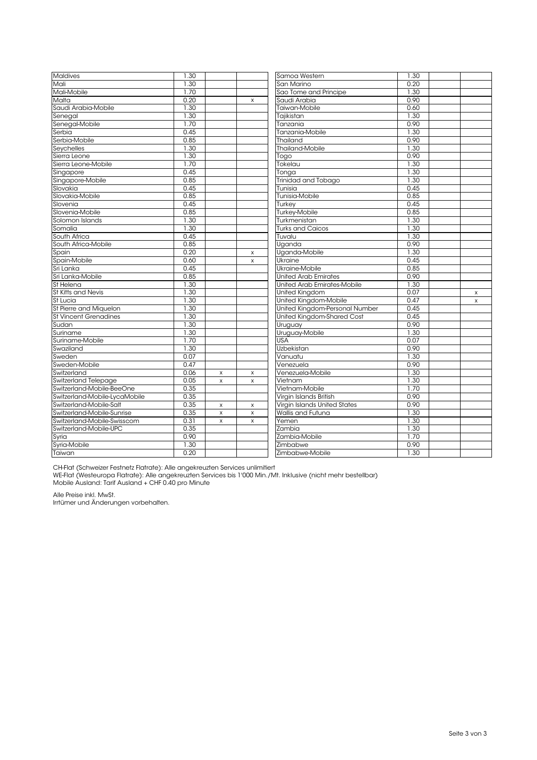| | | | |
|---|---|---|---|
| Maldives | 1.30 | | |
| Mali | 1.30 | | |
| Mali-Mobile | 1.70 | | |
| Malta | 0.20 | | x |
| Saudi Arabia-Mobile | 1.30 | | |
| Senegal | 1.30 | | |
| Senegal-Mobile | 1.70 | | |
| Serbia | 0.45 | | |
| Serbia-Mobile | 0.85 | | |
| Seychelles | 1.30 | | |
| Sierra Leone | 1.30 | | |
| Sierra Leone-Mobile | 1.70 | | |
| Singapore | 0.45 | | |
| Singapore-Mobile | 0.85 | | |
| Slovakia | 0.45 | | |
| Slovakia-Mobile | 0.85 | | |
| Slovenia | 0.45 | | |
| Slovenia-Mobile | 0.85 | | |
| Solomon Islands | 1.30 | | |
| Somalia | 1.30 | | |
| South Africa | 0.45 | | |
| South Africa-Mobile | 0.85 | | |
| Spain | 0.20 | | x |
| Spain-Mobile | 0.60 | | x |
| Sri Lanka | 0.45 | | |
| Sri Lanka-Mobile | 0.85 | | |
| St Helena | 1.30 | | |
| St Kitts and Nevis | 1.30 | | |
| St Lucia | 1.30 | | |
| St Pierre and Miquelon | 1.30 | | |
| St Vincent Grenadines | 1.30 | | |
| Sudan | 1.30 | | |
| Suriname | 1.30 | | |
| Suriname-Mobile | 1.70 | | |
| Swaziland | 1.30 | | |
| Sweden | 0.07 | | |
| Sweden-Mobile | 0.47 | | |
| Switzerland | 0.06 | x | x |
| Switzerland Telepage | 0.05 | x | x |
| Switzerland-Mobile-BeeOne | 0.35 | | |
| Switzerland-Mobile-LycaMobile | 0.35 | | |
| Switzerland-Mobile-Salt | 0.35 | x | x |
| Switzerland-Mobile-Sunrise | 0.35 | x | x |
| Switzerland-Mobile-Swisscom | 0.31 | x | x |
| Switzerland-Mobile-UPC | 0.35 | | |
| Syria | 0.90 | | |
| Syria-Mobile | 1.30 | | |
| Taiwan | 0.20 | | |
| Samoa Western | 1.30 | | |
| San Marino | 0.20 | | |
| Sao Tome and Principe | 1.30 | | |
| Saudi Arabia | 0.90 | | |
| Taiwan-Mobile | 0.60 | | |
| Tajikistan | 1.30 | | |
| Tanzania | 0.90 | | |
| Tanzania-Mobile | 1.30 | | |
| Thailand | 0.90 | | |
| Thailand-Mobile | 1.30 | | |
| Togo | 0.90 | | |
| Tokelau | 1.30 | | |
| Tonga | 1.30 | | |
| Trinidad and Tobago | 1.30 | | |
| Tunisia | 0.45 | | |
| Tunisia-Mobile | 0.85 | | |
| Turkey | 0.45 | | |
| Turkey-Mobile | 0.85 | | |
| Turkmenistan | 1.30 | | |
| Turks and Caicos | 1.30 | | |
| Tuvalu | 1.30 | | |
| Uganda | 0.90 | | |
| Uganda-Mobile | 1.30 | | |
| Ukraine | 0.45 | | |
| Ukraine-Mobile | 0.85 | | |
| United Arab Emirates | 0.90 | | |
| United Arab Emirates-Mobile | 1.30 | | |
| United Kingdom | 0.07 | | x |
| United Kingdom-Mobile | 0.47 | | x |
| United Kingdom-Personal Number | 0.45 | | |
| United Kingdom-Shared Cost | 0.45 | | |
| Uruguay | 0.90 | | |
| Uruguay-Mobile | 1.30 | | |
| USA | 0.07 | | |
| Uzbekistan | 0.90 | | |
| Vanuatu | 1.30 | | |
| Venezuela | 0.90 | | |
| Venezuela-Mobile | 1.30 | | |
| Vietnam | 1.30 | | |
| Vietnam-Mobile | 1.70 | | |
| Virgin Islands British | 0.90 | | |
| Virgin Islands United States | 0.90 | | |
| Wallis and Futuna | 1.30 | | |
| Yemen | 1.30 | | |
| Zambia | 1.30 | | |
| Zambia-Mobile | 1.70 | | |
| Zimbabwe | 0.90 | | |
| Zimbabwe-Mobile | 1.30 | | |

CH-Flat (Schweizer Festnetz Flatrate): Alle angekreuzten Services unlimitiert
WE-Flat (Westeuropa Flatrate): Alle angekreuzten Services bis 1'000 Min./Mt. Inklusive (nicht mehr bestellbar)
Mobile Ausland: Tarif Ausland + CHF 0.40 pro Minute

Alle Preise inkl. MwSt.
Irrtümer und Änderungen vorbehalten.